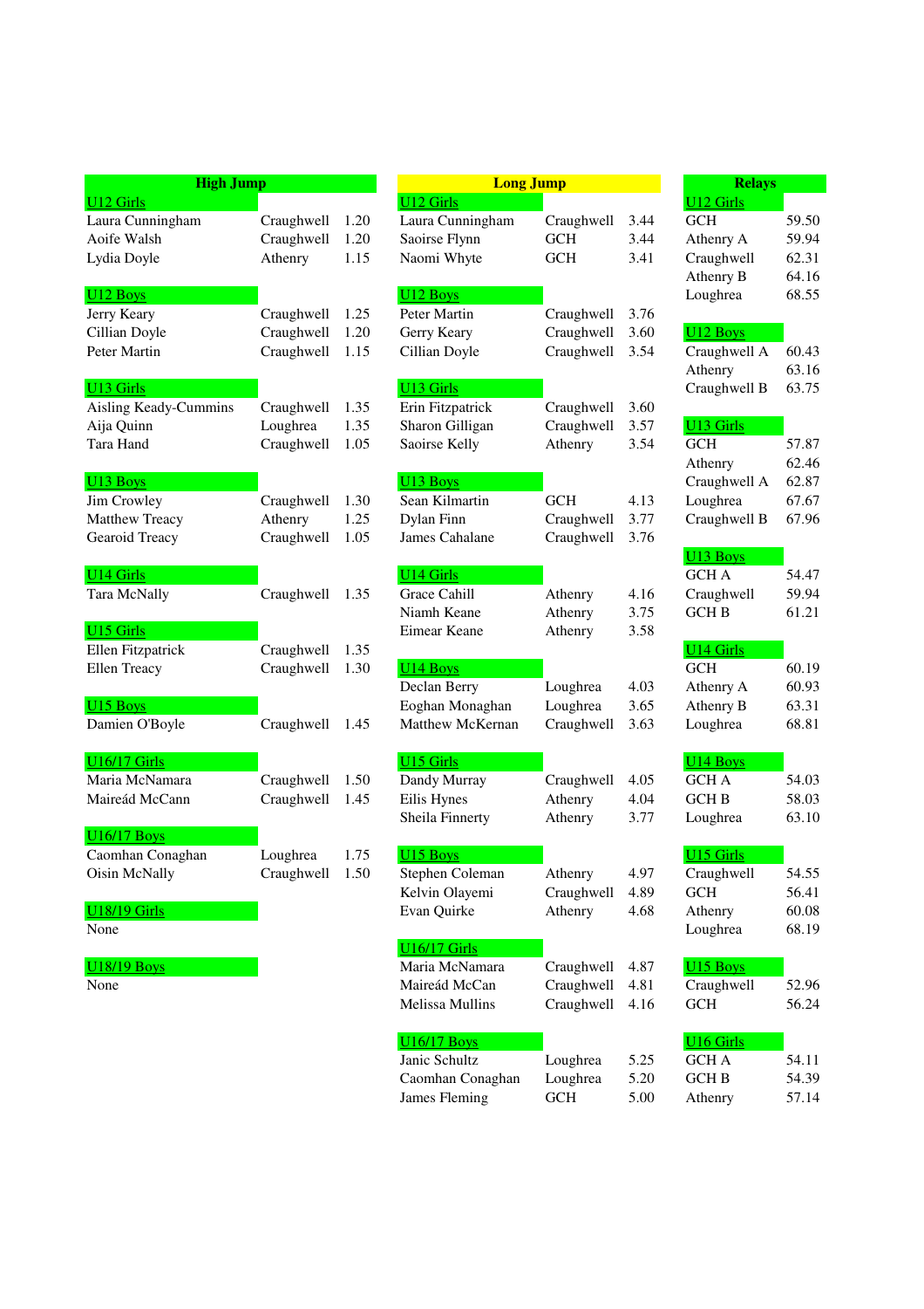## High Jump

### U12 Girls

| Name | Club | Result |
|---|---|---|
| Laura Cunningham | Craughwell | 1.20 |
| Aoife Walsh | Craughwell | 1.20 |
| Lydia Doyle | Athenry | 1.15 |

### U12 Boys

| Name | Club | Result |
|---|---|---|
| Jerry Keary | Craughwell | 1.25 |
| Cillian Doyle | Craughwell | 1.20 |
| Peter Martin | Craughwell | 1.15 |

### U13 Girls

| Name | Club | Result |
|---|---|---|
| Aisling Keady-Cummins | Craughwell | 1.35 |
| Aija Quinn | Loughrea | 1.35 |
| Tara Hand | Craughwell | 1.05 |

### U13 Boys

| Name | Club | Result |
|---|---|---|
| Jim Crowley | Craughwell | 1.30 |
| Matthew Treacy | Athenry | 1.25 |
| Gearoid Treacy | Craughwell | 1.05 |

### U14 Girls

| Name | Club | Result |
|---|---|---|
| Tara McNally | Craughwell | 1.35 |

### U15 Girls

| Name | Club | Result |
|---|---|---|
| Ellen Fitzpatrick | Craughwell | 1.35 |
| Ellen Treacy | Craughwell | 1.30 |

### U15 Boys

| Name | Club | Result |
|---|---|---|
| Damien O'Boyle | Craughwell | 1.45 |

### U16/17 Girls

| Name | Club | Result |
|---|---|---|
| Maria McNamara | Craughwell | 1.50 |
| Maireád McCann | Craughwell | 1.45 |

### U16/17 Boys

| Name | Club | Result |
|---|---|---|
| Caomhan Conaghan | Loughrea | 1.75 |
| Oisin McNally | Craughwell | 1.50 |

### U18/19 Girls

None

### U18/19 Boys

None

## Long Jump

### U12 Girls

| Name | Club | Result |
|---|---|---|
| Laura Cunningham | Craughwell | 3.44 |
| Saoirse Flynn | GCH | 3.44 |
| Naomi Whyte | GCH | 3.41 |

### U12 Boys

| Name | Club | Result |
|---|---|---|
| Peter Martin | Craughwell | 3.76 |
| Gerry Keary | Craughwell | 3.60 |
| Cillian Doyle | Craughwell | 3.54 |

### U13 Girls

| Name | Club | Result |
|---|---|---|
| Erin Fitzpatrick | Craughwell | 3.60 |
| Sharon Gilligan | Craughwell | 3.57 |
| Saoirse Kelly | Athenry | 3.54 |

### U13 Boys

| Name | Club | Result |
|---|---|---|
| Sean Kilmartin | GCH | 4.13 |
| Dylan Finn | Craughwell | 3.77 |
| James Cahalane | Craughwell | 3.76 |

### U14 Girls

| Name | Club | Result |
|---|---|---|
| Grace Cahill | Athenry | 4.16 |
| Niamh Keane | Athenry | 3.75 |
| Eimear Keane | Athenry | 3.58 |

### U14 Boys

| Name | Club | Result |
|---|---|---|
| Declan Berry | Loughrea | 4.03 |
| Eoghan Monaghan | Loughrea | 3.65 |
| Matthew McKernan | Craughwell | 3.63 |

### U15 Girls

| Name | Club | Result |
|---|---|---|
| Dandy Murray | Craughwell | 4.05 |
| Eilis Hynes | Athenry | 4.04 |
| Sheila Finnerty | Athenry | 3.77 |

### U15 Boys

| Name | Club | Result |
|---|---|---|
| Stephen Coleman | Athenry | 4.97 |
| Kelvin Olayemi | Craughwell | 4.89 |
| Evan Quirke | Athenry | 4.68 |

### U16/17 Girls

| Name | Club | Result |
|---|---|---|
| Maria McNamara | Craughwell | 4.87 |
| Maireád McCan | Craughwell | 4.81 |
| Melissa Mullins | Craughwell | 4.16 |

### U16/17 Boys

| Name | Club | Result |
|---|---|---|
| Janic Schultz | Loughrea | 5.25 |
| Caomhan Conaghan | Loughrea | 5.20 |
| James Fleming | GCH | 5.00 |

## Relays

### U12 Girls

| Team | Time |
|---|---|
| GCH | 59.50 |
| Athenry A | 59.94 |
| Craughwell | 62.31 |
| Athenry B | 64.16 |
| Loughrea | 68.55 |

### U12 Boys

| Team | Time |
|---|---|
| Craughwell A | 60.43 |
| Athenry | 63.16 |
| Craughwell B | 63.75 |

### U13 Girls

| Team | Time |
|---|---|
| GCH | 57.87 |
| Athenry | 62.46 |
| Craughwell A | 62.87 |
| Loughrea | 67.67 |
| Craughwell B | 67.96 |

### U13 Boys

| Team | Time |
|---|---|
| GCH A | 54.47 |
| Craughwell | 59.94 |
| GCH B | 61.21 |

### U14 Girls

| Team | Time |
|---|---|
| GCH | 60.19 |
| Athenry A | 60.93 |
| Athenry B | 63.31 |
| Loughrea | 68.81 |

### U14 Boys

| Team | Time |
|---|---|
| GCH A | 54.03 |
| GCH B | 58.03 |
| Loughrea | 63.10 |

### U15 Girls

| Team | Time |
|---|---|
| Craughwell | 54.55 |
| GCH | 56.41 |
| Athenry | 60.08 |
| Loughrea | 68.19 |

### U15 Boys

| Team | Time |
|---|---|
| Craughwell | 52.96 |
| GCH | 56.24 |

### U16 Girls

| Team | Time |
|---|---|
| GCH A | 54.11 |
| GCH B | 54.39 |
| Athenry | 57.14 |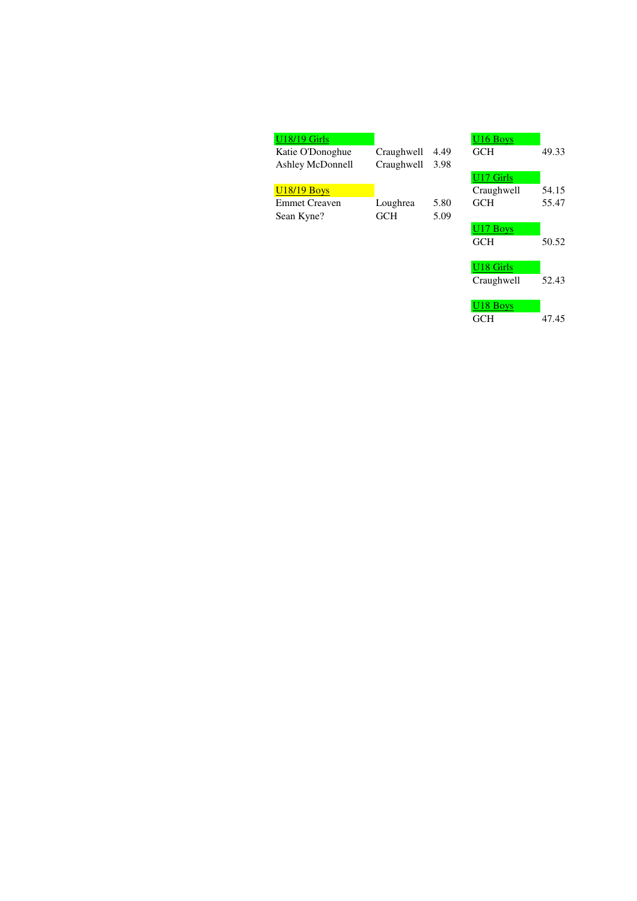| U18/19 Girls | | |
|---|---|---|
| Katie O'Donoghue | Craughwell | 4.49 |
| Ashley McDonnell | Craughwell | 3.98 |

| U18/19 Boys | | |
|---|---|---|
| Emmet Creaven | Loughrea | 5.80 |
| Sean Kyne? | GCH | 5.09 |

| U16 Boys | |
|---|---|
| GCH | 49.33 |

| U17 Girls | |
|---|---|
| Craughwell | 54.15 |
| GCH | 55.47 |

| U17 Boys | |
|---|---|
| GCH | 50.52 |

| U18 Girls | |
|---|---|
| Craughwell | 52.43 |

| U18 Boys | |
|---|---|
| GCH | 47.45 |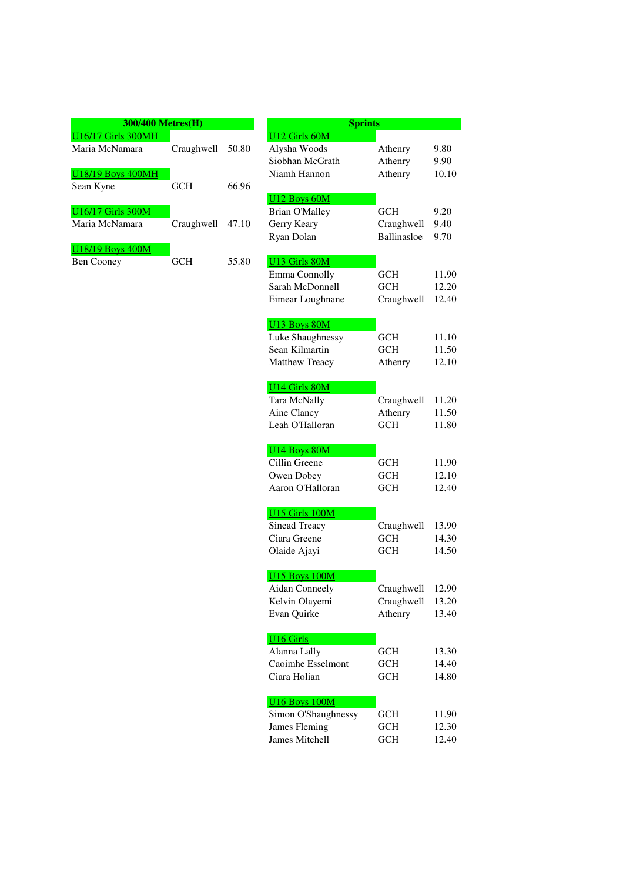## 300/400 Metres(H)

### U16/17 Girls 300MH

| Name | Club | Time |
|---|---|---|
| Maria McNamara | Craughwell | 50.80 |

### U18/19 Boys 400MH

| Name | Club | Time |
|---|---|---|
| Sean Kyne | GCH | 66.96 |

### U16/17 Girls 300M

| Name | Club | Time |
|---|---|---|
| Maria McNamara | Craughwell | 47.10 |

### U18/19 Boys 400M

| Name | Club | Time |
|---|---|---|
| Ben Cooney | GCH | 55.80 |

## Sprints

### U12 Girls 60M

| Name | Club | Time |
|---|---|---|
| Alysha Woods | Athenry | 9.80 |
| Siobhan McGrath | Athenry | 9.90 |
| Niamh Hannon | Athenry | 10.10 |

### U12 Boys 60M

| Name | Club | Time |
|---|---|---|
| Brian O'Malley | GCH | 9.20 |
| Gerry Keary | Craughwell | 9.40 |
| Ryan Dolan | Ballinasloe | 9.70 |

### U13 Girls 80M

| Name | Club | Time |
|---|---|---|
| Emma Connolly | GCH | 11.90 |
| Sarah McDonnell | GCH | 12.20 |
| Eimear Loughnane | Craughwell | 12.40 |

### U13 Boys 80M

| Name | Club | Time |
|---|---|---|
| Luke Shaughnessy | GCH | 11.10 |
| Sean Kilmartin | GCH | 11.50 |
| Matthew Treacy | Athenry | 12.10 |

### U14 Girls 80M

| Name | Club | Time |
|---|---|---|
| Tara McNally | Craughwell | 11.20 |
| Aine Clancy | Athenry | 11.50 |
| Leah O'Halloran | GCH | 11.80 |

### U14 Boys 80M

| Name | Club | Time |
|---|---|---|
| Cillin Greene | GCH | 11.90 |
| Owen Dobey | GCH | 12.10 |
| Aaron O'Halloran | GCH | 12.40 |

### U15 Girls 100M

| Name | Club | Time |
|---|---|---|
| Sinead Treacy | Craughwell | 13.90 |
| Ciara Greene | GCH | 14.30 |
| Olaide Ajayi | GCH | 14.50 |

### U15 Boys 100M

| Name | Club | Time |
|---|---|---|
| Aidan Conneely | Craughwell | 12.90 |
| Kelvin Olayemi | Craughwell | 13.20 |
| Evan Quirke | Athenry | 13.40 |

### U16 Girls

| Name | Club | Time |
|---|---|---|
| Alanna Lally | GCH | 13.30 |
| Caoimhe Esselmont | GCH | 14.40 |
| Ciara Holian | GCH | 14.80 |

### U16 Boys 100M

| Name | Club | Time |
|---|---|---|
| Simon O'Shaughnessy | GCH | 11.90 |
| James Fleming | GCH | 12.30 |
| James Mitchell | GCH | 12.40 |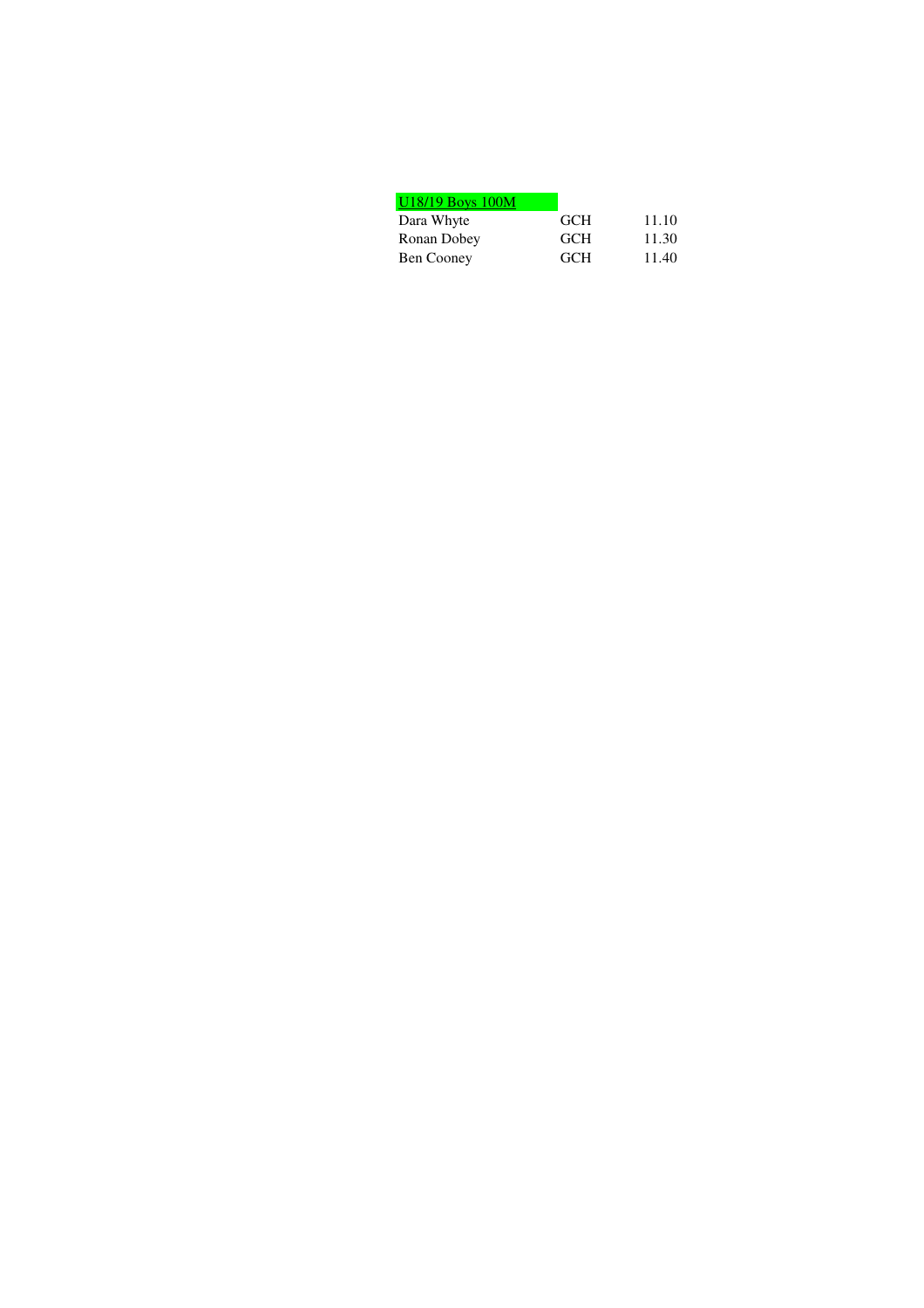| U18/19 Boys 100M | | |
|---|---|---|
| Dara Whyte | GCH | 11.10 |
| Ronan Dobey | GCH | 11.30 |
| Ben Cooney | GCH | 11.40 |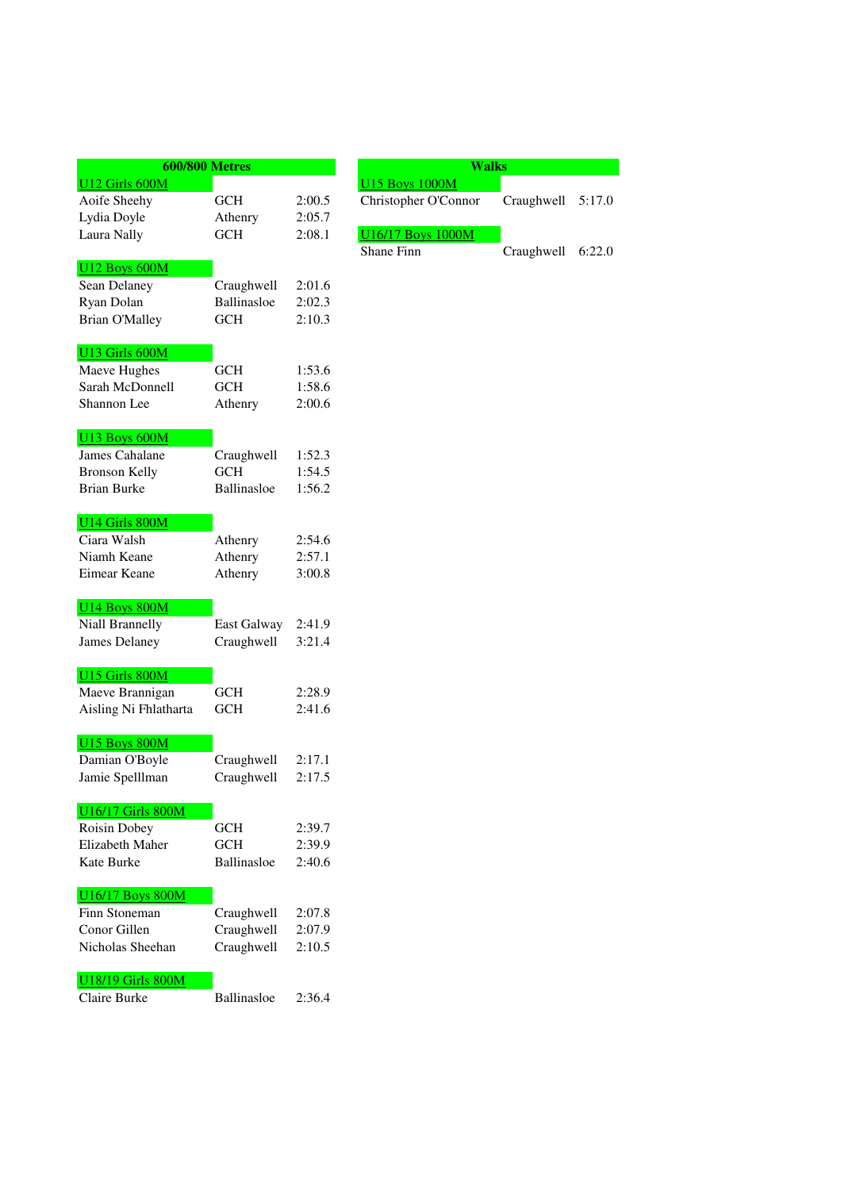## 600/800 Metres

| U12 Girls 600M | | |
|---|---|---|
| Aoife Sheehy | GCH | 2:00.5 |
| Lydia Doyle | Athenry | 2:05.7 |
| Laura Nally | GCH | 2:08.1 |

| U12 Boys 600M | | |
|---|---|---|
| Sean Delaney | Craughwell | 2:01.6 |
| Ryan Dolan | Ballinasloe | 2:02.3 |
| Brian O'Malley | GCH | 2:10.3 |

| U13 Girls 600M | | |
|---|---|---|
| Maeve Hughes | GCH | 1:53.6 |
| Sarah McDonnell | GCH | 1:58.6 |
| Shannon Lee | Athenry | 2:00.6 |

| U13 Boys 600M | | |
|---|---|---|
| James Cahalane | Craughwell | 1:52.3 |
| Bronson Kelly | GCH | 1:54.5 |
| Brian Burke | Ballinasloe | 1:56.2 |

| U14 Girls 800M | | |
|---|---|---|
| Ciara Walsh | Athenry | 2:54.6 |
| Niamh Keane | Athenry | 2:57.1 |
| Eimear Keane | Athenry | 3:00.8 |

| U14 Boys 800M | | |
|---|---|---|
| Niall Brannelly | East Galway | 2:41.9 |
| James Delaney | Craughwell | 3:21.4 |

| U15 Girls 800M | | |
|---|---|---|
| Maeve Brannigan | GCH | 2:28.9 |
| Aisling Ni Fhlatharta | GCH | 2:41.6 |

| U15 Boys 800M | | |
|---|---|---|
| Damian O'Boyle | Craughwell | 2:17.1 |
| Jamie Spelllman | Craughwell | 2:17.5 |

| U16/17 Girls 800M | | |
|---|---|---|
| Roisin Dobey | GCH | 2:39.7 |
| Elizabeth Maher | GCH | 2:39.9 |
| Kate Burke | Ballinasloe | 2:40.6 |

| U16/17 Boys 800M | | |
|---|---|---|
| Finn Stoneman | Craughwell | 2:07.8 |
| Conor Gillen | Craughwell | 2:07.9 |
| Nicholas Sheehan | Craughwell | 2:10.5 |

| U18/19 Girls 800M | | |
|---|---|---|
| Claire Burke | Ballinasloe | 2:36.4 |

## Walks

| U15 Boys 1000M | | |
|---|---|---|
| Christopher O'Connor | Craughwell | 5:17.0 |

| U16/17 Boys 1000M | | |
|---|---|---|
| Shane Finn | Craughwell | 6:22.0 |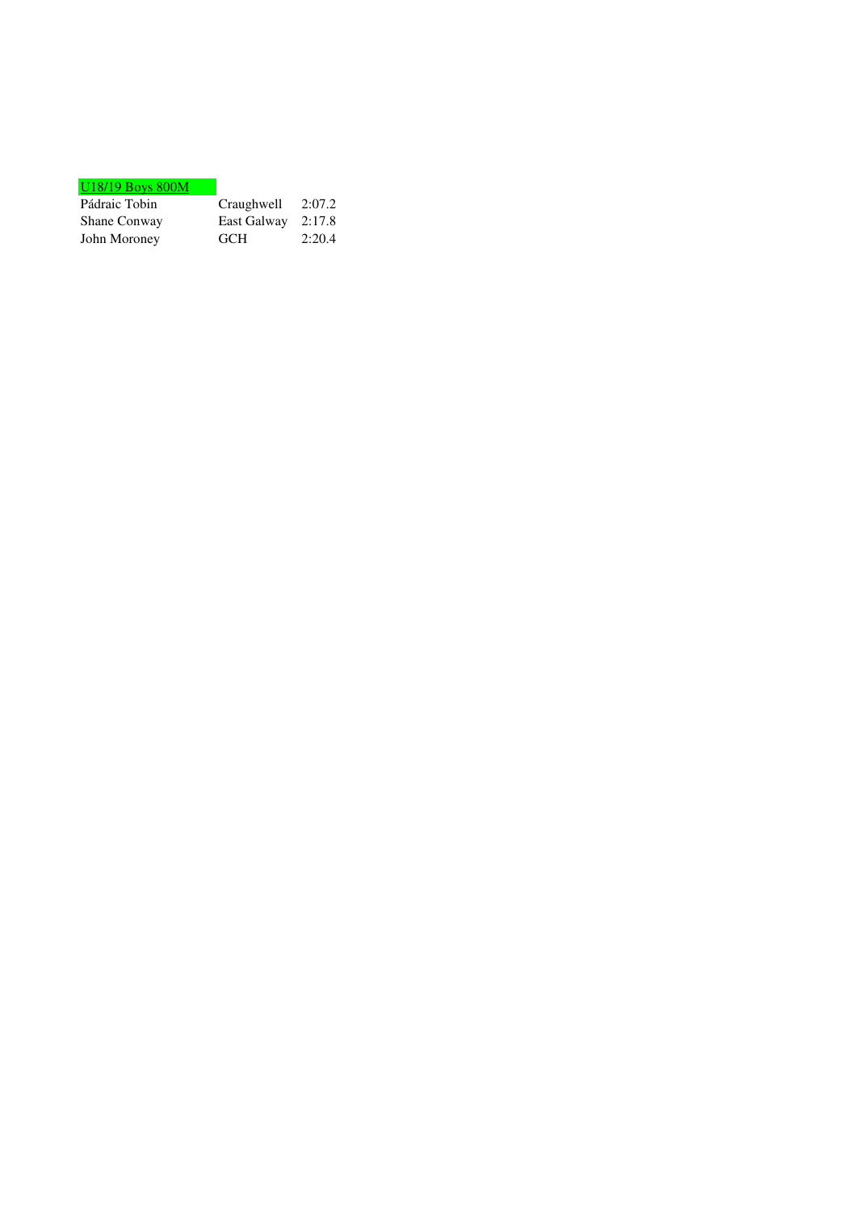## U18/19 Boys 800M

| | | |
|---|---|---|
| Pádraic Tobin | Craughwell | 2:07.2 |
| Shane Conway | East Galway | 2:17.8 |
| John Moroney | GCH | 2:20.4 |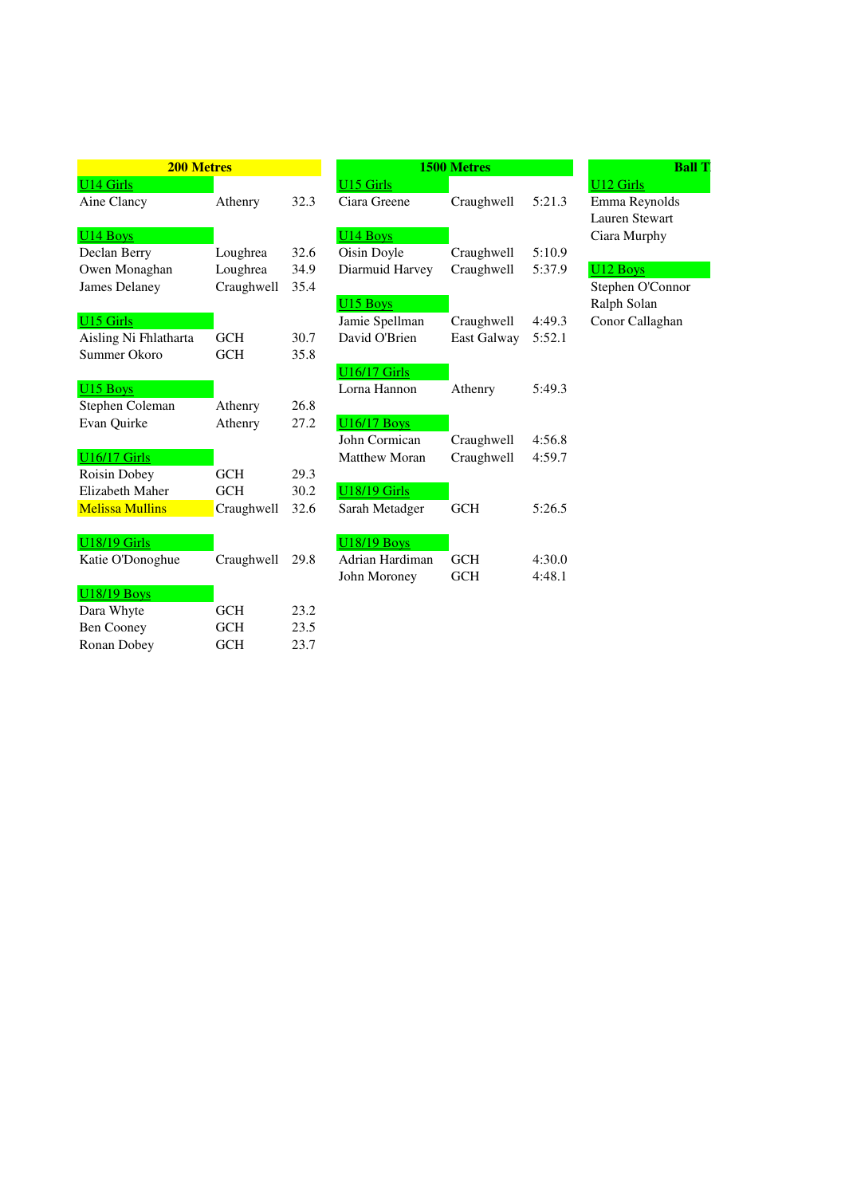## 200 Metres

| U14 Girls | | |
|---|---|---|
| Aine Clancy | Athenry | 32.3 |

| U14 Boys | | |
|---|---|---|
| Declan Berry | Loughrea | 32.6 |
| Owen Monaghan | Loughrea | 34.9 |
| James Delaney | Craughwell | 35.4 |

| U15 Girls | | |
|---|---|---|
| Aisling Ni Fhlatharta | GCH | 30.7 |
| Summer Okoro | GCH | 35.8 |

| U15 Boys | | |
|---|---|---|
| Stephen Coleman | Athenry | 26.8 |
| Evan Quirke | Athenry | 27.2 |

| U16/17 Girls | | |
|---|---|---|
| Roisin Dobey | GCH | 29.3 |
| Elizabeth Maher | GCH | 30.2 |
| Melissa Mullins | Craughwell | 32.6 |

| U18/19 Girls | | |
|---|---|---|
| Katie O'Donoghue | Craughwell | 29.8 |

| U18/19 Boys | | |
|---|---|---|
| Dara Whyte | GCH | 23.2 |
| Ben Cooney | GCH | 23.5 |
| Ronan Dobey | GCH | 23.7 |

## 1500 Metres

| U15 Girls | | |
|---|---|---|
| Ciara Greene | Craughwell | 5:21.3 |

| U14 Boys | | |
|---|---|---|
| Oisin Doyle | Craughwell | 5:10.9 |
| Diarmuid Harvey | Craughwell | 5:37.9 |

| U15 Boys | | |
|---|---|---|
| Jamie Spellman | Craughwell | 4:49.3 |
| David O'Brien | East Galway | 5:52.1 |

| U16/17 Girls | | |
|---|---|---|
| Lorna Hannon | Athenry | 5:49.3 |

| U16/17 Boys | | |
|---|---|---|
| John Cormican | Craughwell | 4:56.8 |
| Matthew Moran | Craughwell | 4:59.7 |

| U18/19 Girls | | |
|---|---|---|
| Sarah Metadger | GCH | 5:26.5 |

| U18/19 Boys | | |
|---|---|---|
| Adrian Hardiman | GCH | 4:30.0 |
| John Moroney | GCH | 4:48.1 |

## Ball T

| U12 Girls |
|---|
| Emma Reynolds |
| Lauren Stewart |
| Ciara Murphy |

| U12 Boys |
|---|
| Stephen O'Connor |
| Ralph Solan |
| Conor Callaghan |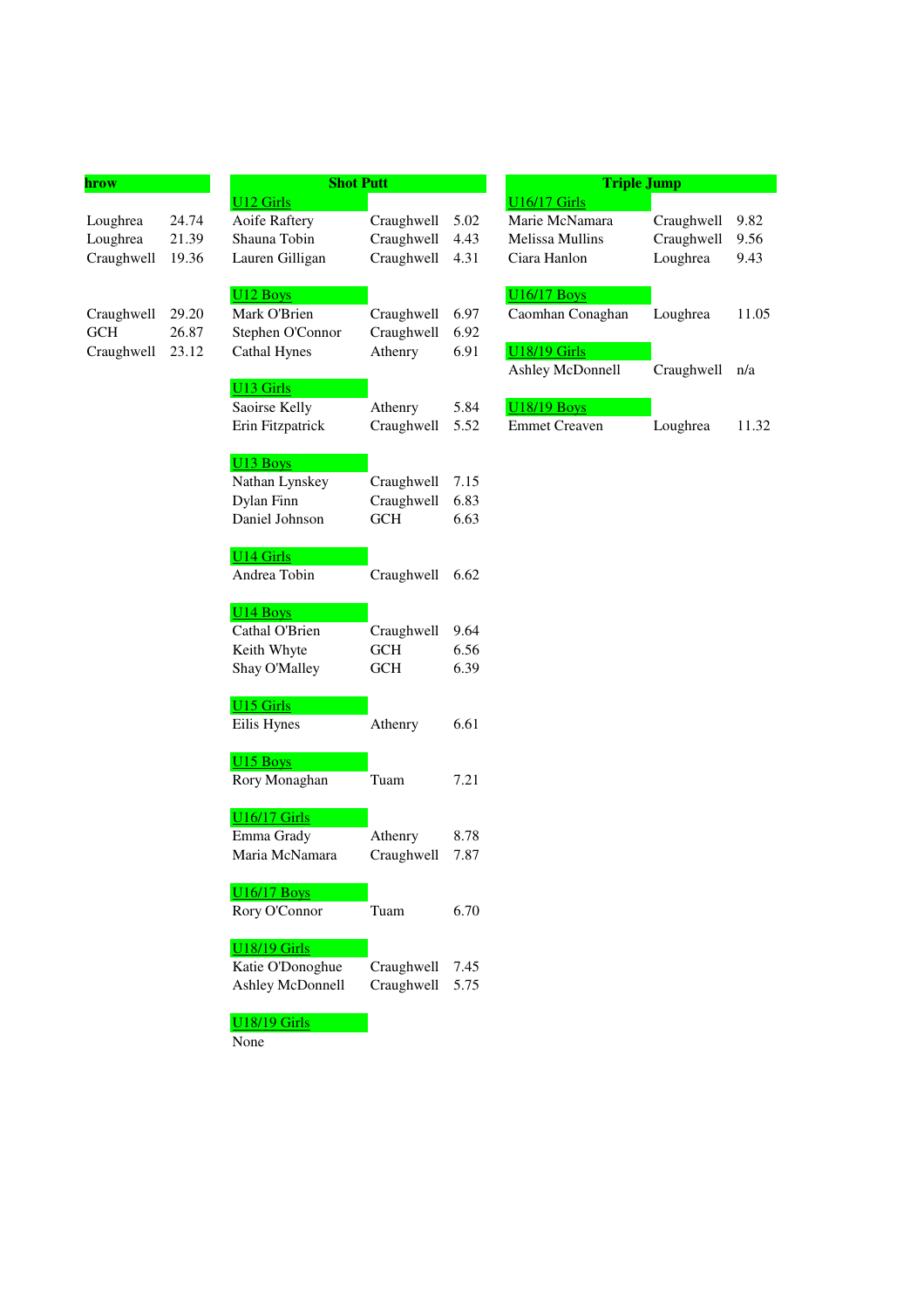## hrow

| | |
|---|---|
| Loughrea | 24.74 |
| Loughrea | 21.39 |
| Craughwell | 19.36 |

| | |
|---|---|
| Craughwell | 29.20 |
| GCH | 26.87 |
| Craughwell | 23.12 |

## Shot Putt

**U12 Girls**

| | | |
|---|---|---|
| Aoife Raftery | Craughwell | 5.02 |
| Shauna Tobin | Craughwell | 4.43 |
| Lauren Gilligan | Craughwell | 4.31 |

**U12 Boys**

| | | |
|---|---|---|
| Mark O'Brien | Craughwell | 6.97 |
| Stephen O'Connor | Craughwell | 6.92 |
| Cathal Hynes | Athenry | 6.91 |

**U13 Girls**

| | | |
|---|---|---|
| Saoirse Kelly | Athenry | 5.84 |
| Erin Fitzpatrick | Craughwell | 5.52 |

**U13 Boys**

| | | |
|---|---|---|
| Nathan Lynskey | Craughwell | 7.15 |
| Dylan Finn | Craughwell | 6.83 |
| Daniel Johnson | GCH | 6.63 |

**U14 Girls**

| | | |
|---|---|---|
| Andrea Tobin | Craughwell | 6.62 |

**U14 Boys**

| | | |
|---|---|---|
| Cathal O'Brien | Craughwell | 9.64 |
| Keith Whyte | GCH | 6.56 |
| Shay O'Malley | GCH | 6.39 |

**U15 Girls**

| | | |
|---|---|---|
| Eilis Hynes | Athenry | 6.61 |

**U15 Boys**

| | | |
|---|---|---|
| Rory Monaghan | Tuam | 7.21 |

**U16/17 Girls**

| | | |
|---|---|---|
| Emma Grady | Athenry | 8.78 |
| Maria McNamara | Craughwell | 7.87 |

**U16/17 Boys**

| | | |
|---|---|---|
| Rory O'Connor | Tuam | 6.70 |

**U18/19 Girls**

| | | |
|---|---|---|
| Katie O'Donoghue | Craughwell | 7.45 |
| Ashley McDonnell | Craughwell | 5.75 |

**U18/19 Girls**

None

## Triple Jump

**U16/17 Girls**

| | | |
|---|---|---|
| Marie McNamara | Craughwell | 9.82 |
| Melissa Mullins | Craughwell | 9.56 |
| Ciara Hanlon | Loughrea | 9.43 |

**U16/17 Boys**

| | | |
|---|---|---|
| Caomhan Conaghan | Loughrea | 11.05 |

**U18/19 Girls**

| | | |
|---|---|---|
| Ashley McDonnell | Craughwell | n/a |

**U18/19 Boys**

| | | |
|---|---|---|
| Emmet Creaven | Loughrea | 11.32 |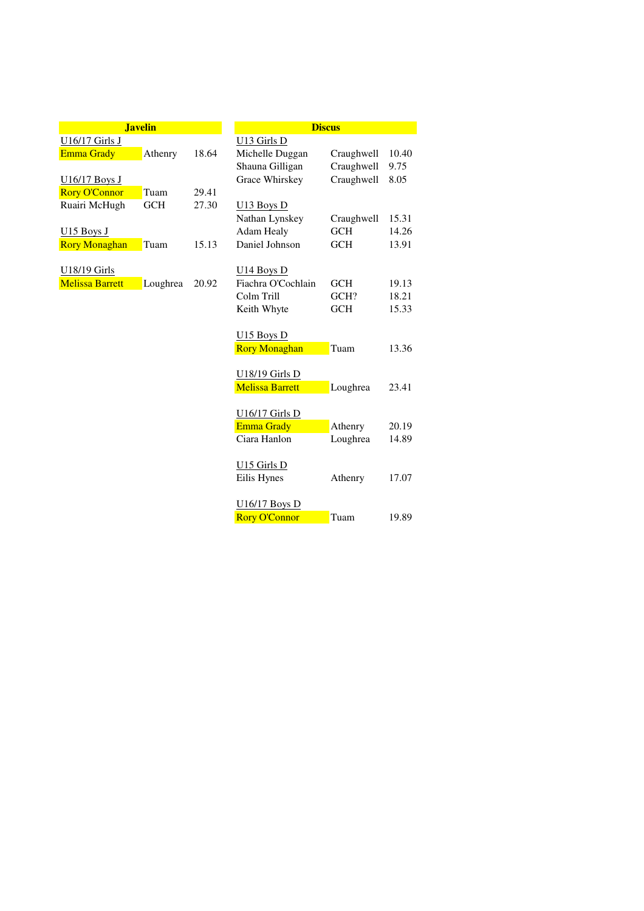## Javelin

U16/17 Girls J

| | | |
|---|---|---|
| Emma Grady | Athenry | 18.64 |

U16/17 Boys J

| | | |
|---|---|---|
| Rory O'Connor | Tuam | 29.41 |
| Ruairi McHugh | GCH | 27.30 |

U15 Boys J

| | | |
|---|---|---|
| Rory Monaghan | Tuam | 15.13 |

U18/19 Girls

| | | |
|---|---|---|
| Melissa Barrett | Loughrea | 20.92 |

## Discus

U13 Girls D

| | | |
|---|---|---|
| Michelle Duggan | Craughwell | 10.40 |
| Shauna Gilligan | Craughwell | 9.75 |
| Grace Whirskey | Craughwell | 8.05 |

U13 Boys D

| | | |
|---|---|---|
| Nathan Lynskey | Craughwell | 15.31 |
| Adam Healy | GCH | 14.26 |
| Daniel Johnson | GCH | 13.91 |

U14 Boys D

| | | |
|---|---|---|
| Fiachra O'Cochlain | GCH | 19.13 |
| Colm Trill | GCH? | 18.21 |
| Keith Whyte | GCH | 15.33 |

U15 Boys D

| | | |
|---|---|---|
| Rory Monaghan | Tuam | 13.36 |

U18/19 Girls D

| | | |
|---|---|---|
| Melissa Barrett | Loughrea | 23.41 |

U16/17 Girls D

| | | |
|---|---|---|
| Emma Grady | Athenry | 20.19 |
| Ciara Hanlon | Loughrea | 14.89 |

U15 Girls D

| | | |
|---|---|---|
| Eilis Hynes | Athenry | 17.07 |

U16/17 Boys D

| | | |
|---|---|---|
| Rory O'Connor | Tuam | 19.89 |